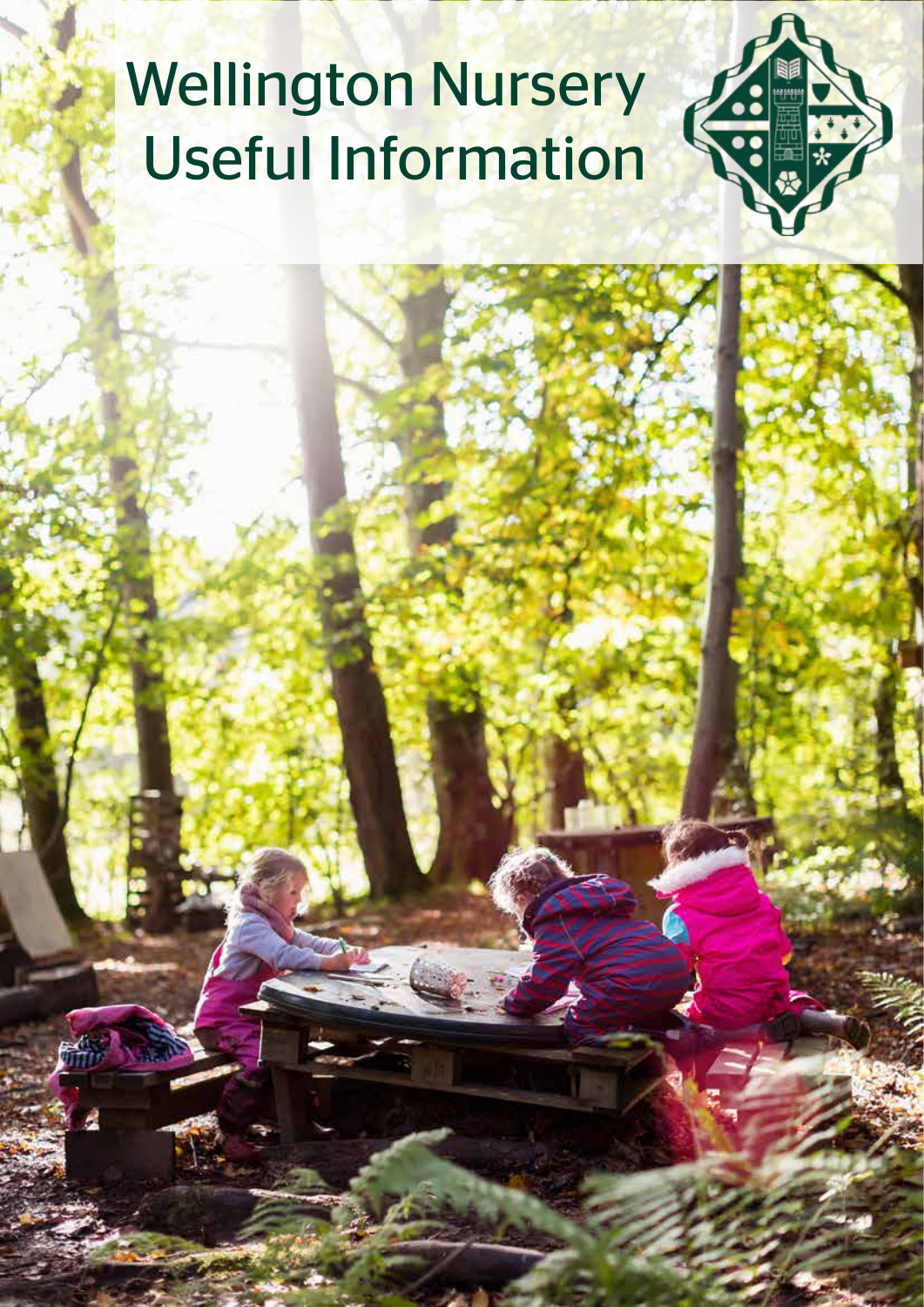# Wellington Nursery Useful Information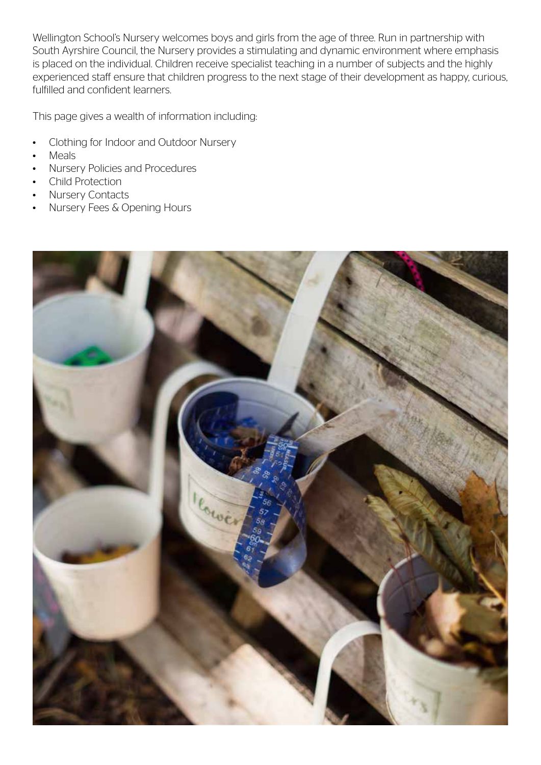Wellington School's Nursery welcomes boys and girls from the age of three. Run in partnership with South Ayrshire Council, the Nursery provides a stimulating and dynamic environment where emphasis is placed on the individual. Children receive specialist teaching in a number of subjects and the highly experienced staff ensure that children progress to the next stage of their development as happy, curious, fulfilled and confident learners.

This page gives a wealth of information including:

- Clothing for Indoor and Outdoor Nursery
- Meals
- Nursery Policies and Procedures
- Child Protection
- Nursery Contacts
- Nursery Fees & Opening Hours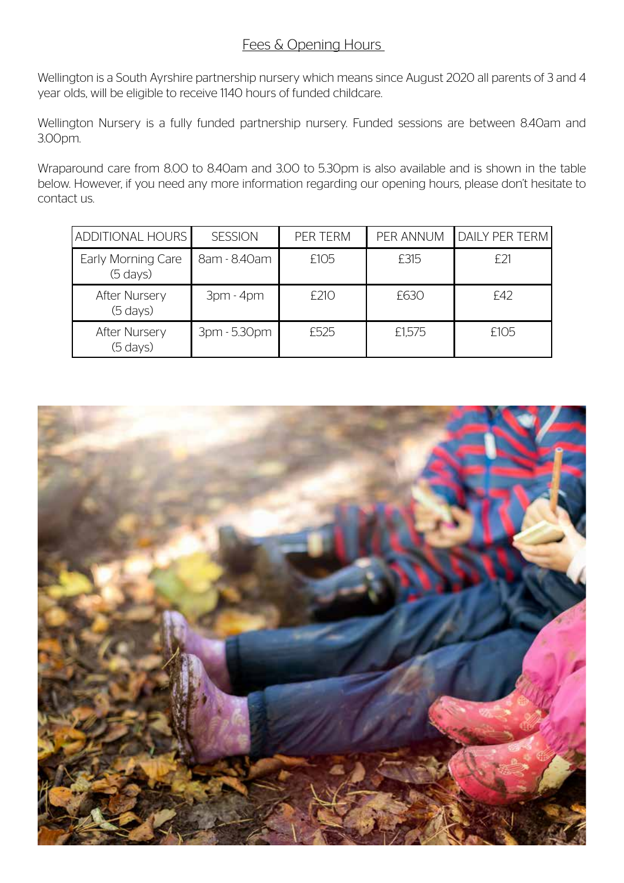## Fees & Opening Hours

Wellington is a South Ayrshire partnership nursery which means since August 2020 all parents of 3 and 4 year olds, will be eligible to receive 1140 hours of funded childcare.

Wellington Nursery is a fully funded partnership nursery. Funded sessions are between 8.40am and 3.00pm.

Wraparound care from 8.00 to 8.40am and 3.00 to 5.30pm is also available and is shown in the table below. However, if you need any more information regarding our opening hours, please don't hesitate to contact us.

| ADDITIONAL HOURS | SESSION | PER TERM | PER ANNUM | DAILY PER TERM |
|---|---|---|---|---|
| Early Morning Care (5 days) | 8am - 8.40am | £105 | £315 | £21 |
| After Nursery (5 days) | 3pm - 4pm | £210 | £630 | £42 |
| After Nursery (5 days) | 3pm - 5.30pm | £525 | £1,575 | £105 |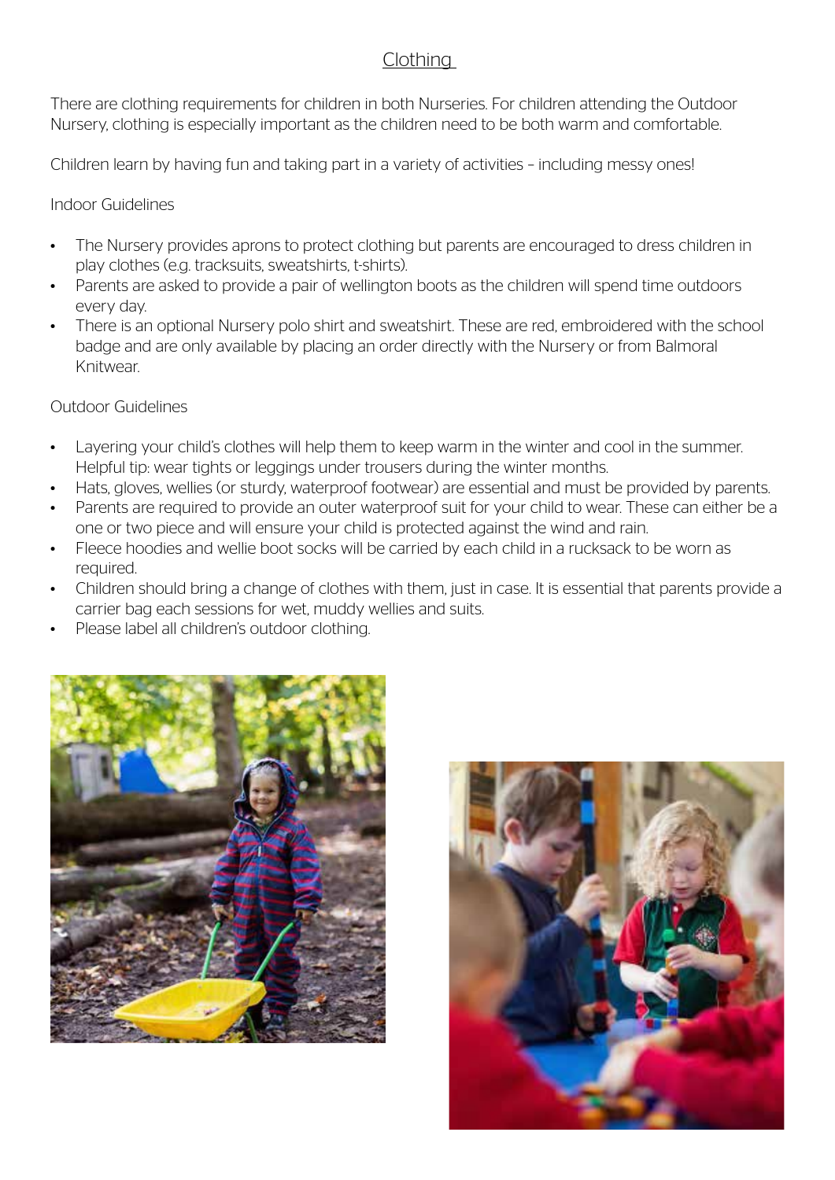## Clothing

There are clothing requirements for children in both Nurseries. For children attending the Outdoor Nursery, clothing is especially important as the children need to be both warm and comfortable.

Children learn by having fun and taking part in a variety of activities – including messy ones!

Indoor Guidelines

- The Nursery provides aprons to protect clothing but parents are encouraged to dress children in play clothes (e.g. tracksuits, sweatshirts, t-shirts).
- Parents are asked to provide a pair of wellington boots as the children will spend time outdoors every day.
- There is an optional Nursery polo shirt and sweatshirt. These are red, embroidered with the school badge and are only available by placing an order directly with the Nursery or from Balmoral Knitwear.

Outdoor Guidelines

- Layering your child's clothes will help them to keep warm in the winter and cool in the summer. Helpful tip: wear tights or leggings under trousers during the winter months.
- Hats, gloves, wellies (or sturdy, waterproof footwear) are essential and must be provided by parents.
- Parents are required to provide an outer waterproof suit for your child to wear. These can either be a one or two piece and will ensure your child is protected against the wind and rain.
- Fleece hoodies and wellie boot socks will be carried by each child in a rucksack to be worn as required.
- Children should bring a change of clothes with them, just in case. It is essential that parents provide a carrier bag each sessions for wet, muddy wellies and suits.
- Please label all children's outdoor clothing.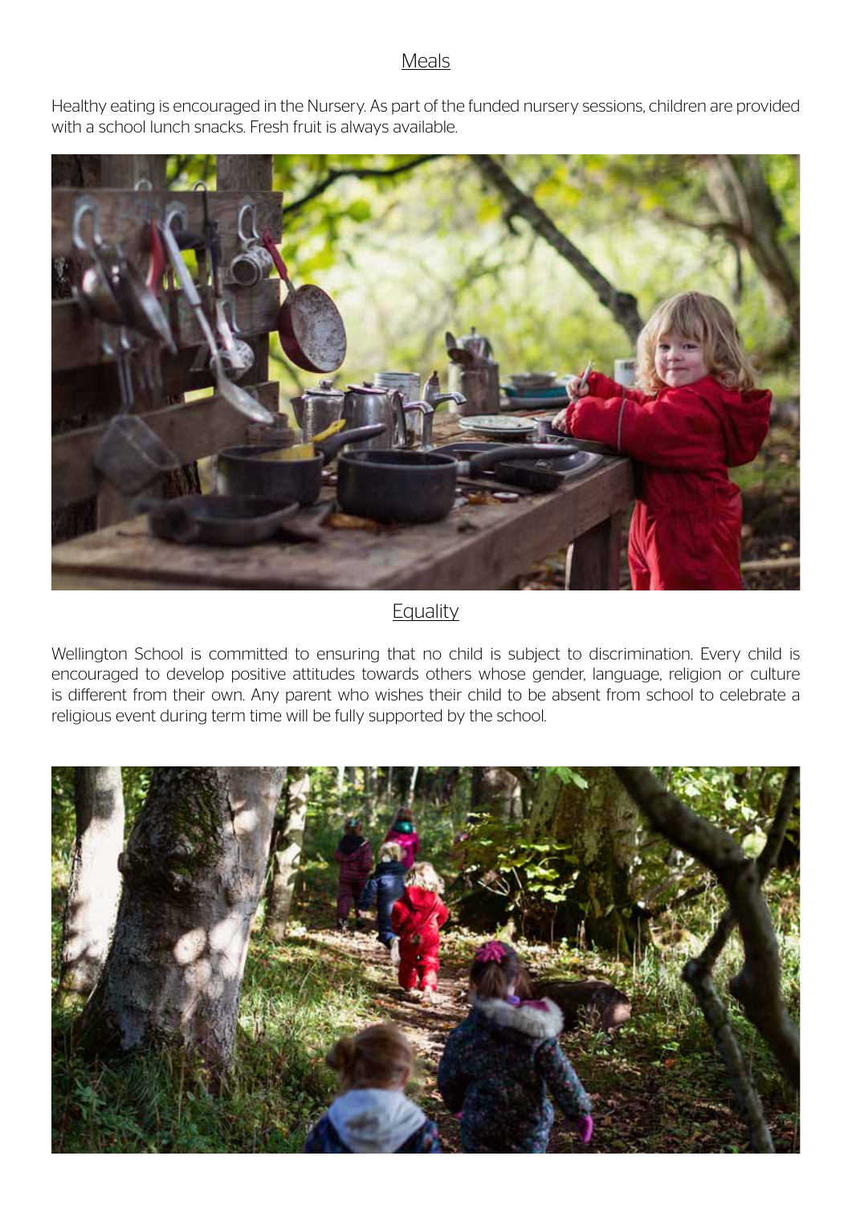## Meals

Healthy eating is encouraged in the Nursery. As part of the funded nursery sessions, children are provided with a school lunch snacks. Fresh fruit is always available.

## Equality

Wellington School is committed to ensuring that no child is subject to discrimination. Every child is encouraged to develop positive attitudes towards others whose gender, language, religion or culture is different from their own. Any parent who wishes their child to be absent from school to celebrate a religious event during term time will be fully supported by the school.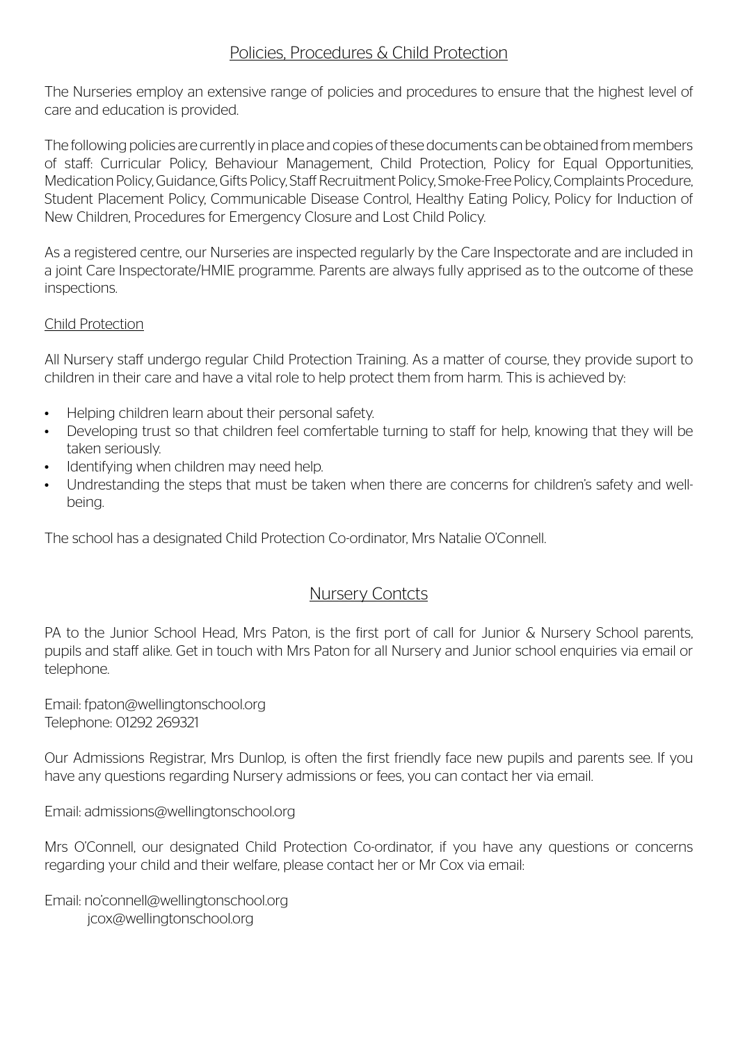## Policies, Procedures & Child Protection

The Nurseries employ an extensive range of policies and procedures to ensure that the highest level of care and education is provided.

The following policies are currently in place and copies of these documents can be obtained from members of staff: Curricular Policy, Behaviour Management, Child Protection, Policy for Equal Opportunities, Medication Policy, Guidance, Gifts Policy, Staff Recruitment Policy, Smoke-Free Policy, Complaints Procedure, Student Placement Policy, Communicable Disease Control, Healthy Eating Policy, Policy for Induction of New Children, Procedures for Emergency Closure and Lost Child Policy.

As a registered centre, our Nurseries are inspected regularly by the Care Inspectorate and are included in a joint Care Inspectorate/HMIE programme. Parents are always fully apprised as to the outcome of these inspections.

### Child Protection

All Nursery staff undergo regular Child Protection Training. As a matter of course, they provide suport to children in their care and have a vital role to help protect them from harm. This is achieved by:

- Helping children learn about their personal safety.
- Developing trust so that children feel comfertable turning to staff for help, knowing that they will be taken seriously.
- Identifying when children may need help.
- Undrestanding the steps that must be taken when there are concerns for children's safety and well-being.

The school has a designated Child Protection Co-ordinator, Mrs Natalie O'Connell.

## Nursery Contcts

PA to the Junior School Head, Mrs Paton, is the first port of call for Junior & Nursery School parents, pupils and staff alike. Get in touch with Mrs Paton for all Nursery and Junior school enquiries via email or telephone.

Email: fpaton@wellingtonschool.org
Telephone: 01292 269321

Our Admissions Registrar, Mrs Dunlop, is often the first friendly face new pupils and parents see. If you have any questions regarding Nursery admissions or fees, you can contact her via email.

Email: admissions@wellingtonschool.org

Mrs O'Connell, our designated Child Protection Co-ordinator, if you have any questions or concerns regarding your child and their welfare, please contact her or Mr Cox via email:

Email: no'connell@wellingtonschool.org
jcox@wellingtonschool.org